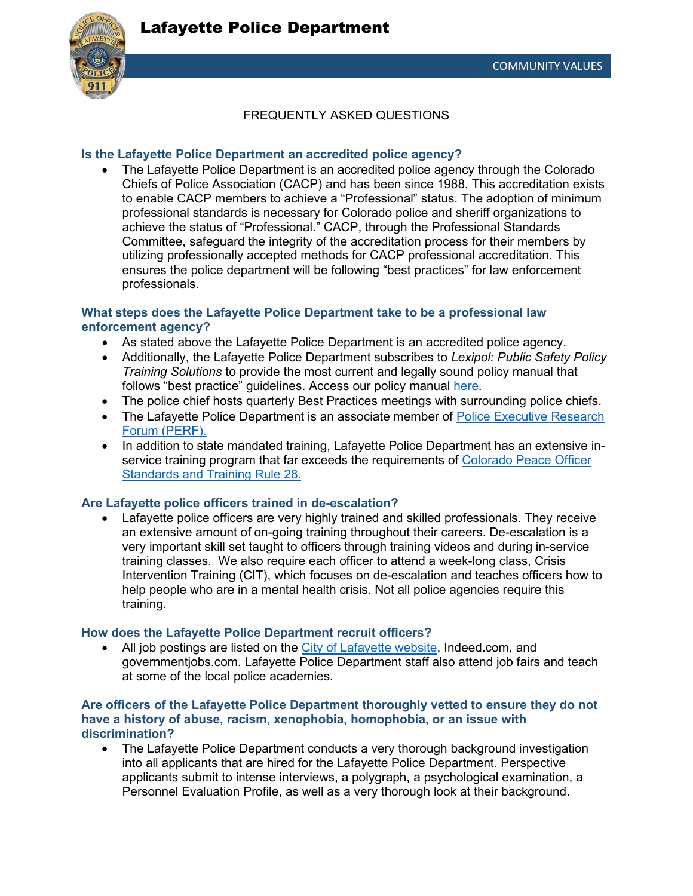# Lafayette Police Department

COMMUNITY VALUES

## FREQUENTLY ASKED QUESTIONS

### Is the Lafayette Police Department an accredited police agency?

- The Lafayette Police Department is an accredited police agency through the Colorado Chiefs of Police Association (CACP) and has been since 1988. This accreditation exists to enable CACP members to achieve a "Professional" status. The adoption of minimum professional standards is necessary for Colorado police and sheriff organizations to achieve the status of "Professional." CACP, through the Professional Standards Committee, safeguard the integrity of the accreditation process for their members by utilizing professionally accepted methods for CACP professional accreditation. This ensures the police department will be following "best practices" for law enforcement professionals.

### What steps does the Lafayette Police Department take to be a professional law enforcement agency?

- As stated above the Lafayette Police Department is an accredited police agency.
- Additionally, the Lafayette Police Department subscribes to *Lexipol: Public Safety Policy Training Solutions* to provide the most current and legally sound policy manual that follows "best practice" guidelines. Access our policy manual here.
- The police chief hosts quarterly Best Practices meetings with surrounding police chiefs.
- The Lafayette Police Department is an associate member of Police Executive Research Forum (PERF).
- In addition to state mandated training, Lafayette Police Department has an extensive in-service training program that far exceeds the requirements of Colorado Peace Officer Standards and Training Rule 28.

### Are Lafayette police officers trained in de-escalation?

- Lafayette police officers are very highly trained and skilled professionals. They receive an extensive amount of on-going training throughout their careers. De-escalation is a very important skill set taught to officers through training videos and during in-service training classes. We also require each officer to attend a week-long class, Crisis Intervention Training (CIT), which focuses on de-escalation and teaches officers how to help people who are in a mental health crisis. Not all police agencies require this training.

### How does the Lafayette Police Department recruit officers?

- All job postings are listed on the City of Lafayette website, Indeed.com, and governmentjobs.com. Lafayette Police Department staff also attend job fairs and teach at some of the local police academies.

### Are officers of the Lafayette Police Department thoroughly vetted to ensure they do not have a history of abuse, racism, xenophobia, homophobia, or an issue with discrimination?

- The Lafayette Police Department conducts a very thorough background investigation into all applicants that are hired for the Lafayette Police Department. Perspective applicants submit to intense interviews, a polygraph, a psychological examination, a Personnel Evaluation Profile, as well as a very thorough look at their background.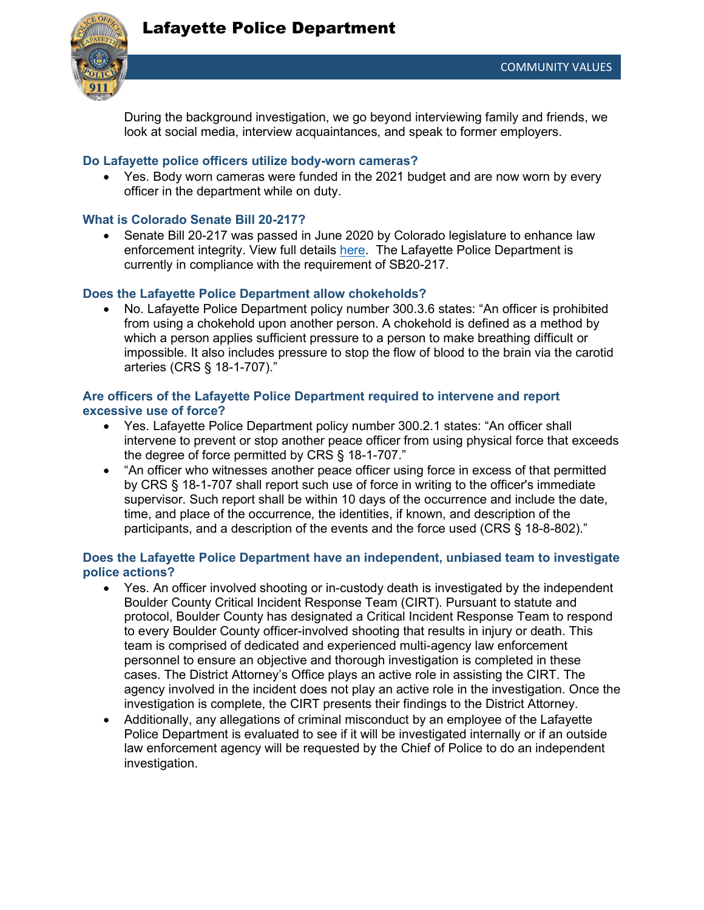During the background investigation, we go beyond interviewing family and friends, we look at social media, interview acquaintances, and speak to former employers.

### Do Lafayette police officers utilize body-worn cameras?

- Yes. Body worn cameras were funded in the 2021 budget and are now worn by every officer in the department while on duty.

### What is Colorado Senate Bill 20-217?

- Senate Bill 20-217 was passed in June 2020 by Colorado legislature to enhance law enforcement integrity. View full details here. The Lafayette Police Department is currently in compliance with the requirement of SB20-217.

### Does the Lafayette Police Department allow chokeholds?

- No. Lafayette Police Department policy number 300.3.6 states: "An officer is prohibited from using a chokehold upon another person. A chokehold is defined as a method by which a person applies sufficient pressure to a person to make breathing difficult or impossible. It also includes pressure to stop the flow of blood to the brain via the carotid arteries (CRS § 18-1-707)."

### Are officers of the Lafayette Police Department required to intervene and report excessive use of force?

- Yes. Lafayette Police Department policy number 300.2.1 states: "An officer shall intervene to prevent or stop another peace officer from using physical force that exceeds the degree of force permitted by CRS § 18-1-707."
- "An officer who witnesses another peace officer using force in excess of that permitted by CRS § 18-1-707 shall report such use of force in writing to the officer's immediate supervisor. Such report shall be within 10 days of the occurrence and include the date, time, and place of the occurrence, the identities, if known, and description of the participants, and a description of the events and the force used (CRS § 18-8-802)."

### Does the Lafayette Police Department have an independent, unbiased team to investigate police actions?

- Yes. An officer involved shooting or in-custody death is investigated by the independent Boulder County Critical Incident Response Team (CIRT). Pursuant to statute and protocol, Boulder County has designated a Critical Incident Response Team to respond to every Boulder County officer-involved shooting that results in injury or death. This team is comprised of dedicated and experienced multi-agency law enforcement personnel to ensure an objective and thorough investigation is completed in these cases. The District Attorney's Office plays an active role in assisting the CIRT. The agency involved in the incident does not play an active role in the investigation. Once the investigation is complete, the CIRT presents their findings to the District Attorney.
- Additionally, any allegations of criminal misconduct by an employee of the Lafayette Police Department is evaluated to see if it will be investigated internally or if an outside law enforcement agency will be requested by the Chief of Police to do an independent investigation.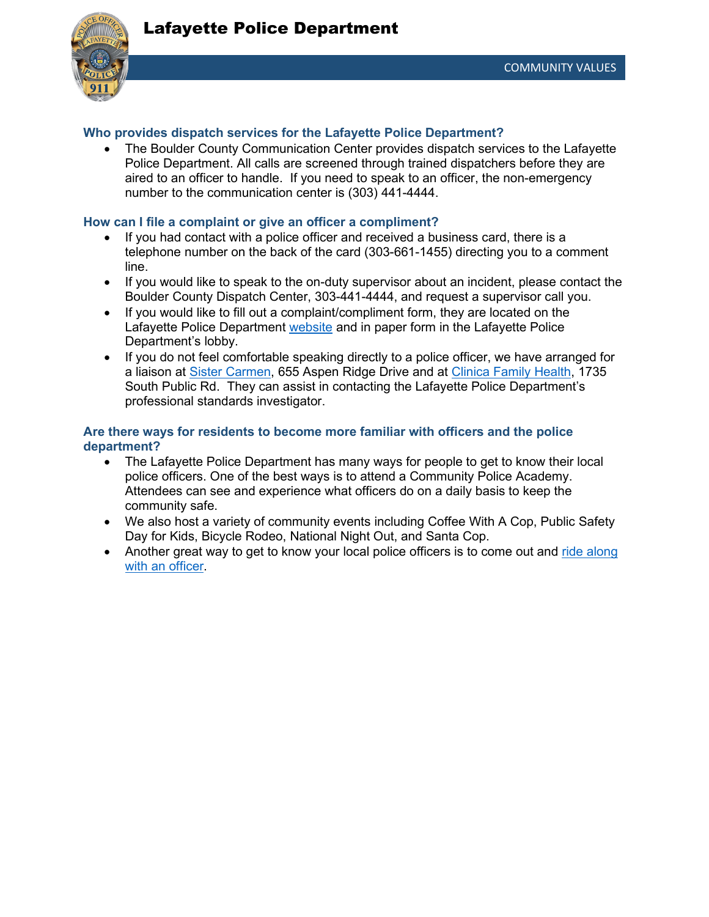## Who provides dispatch services for the Lafayette Police Department?

- The Boulder County Communication Center provides dispatch services to the Lafayette Police Department. All calls are screened through trained dispatchers before they are aired to an officer to handle. If you need to speak to an officer, the non-emergency number to the communication center is (303) 441-4444.

## How can I file a complaint or give an officer a compliment?

- If you had contact with a police officer and received a business card, there is a telephone number on the back of the card (303-661-1455) directing you to a comment line.
- If you would like to speak to the on-duty supervisor about an incident, please contact the Boulder County Dispatch Center, 303-441-4444, and request a supervisor call you.
- If you would like to fill out a complaint/compliment form, they are located on the Lafayette Police Department website and in paper form in the Lafayette Police Department's lobby.
- If you do not feel comfortable speaking directly to a police officer, we have arranged for a liaison at Sister Carmen, 655 Aspen Ridge Drive and at Clinica Family Health, 1735 South Public Rd. They can assist in contacting the Lafayette Police Department's professional standards investigator.

## Are there ways for residents to become more familiar with officers and the police department?

- The Lafayette Police Department has many ways for people to get to know their local police officers. One of the best ways is to attend a Community Police Academy. Attendees can see and experience what officers do on a daily basis to keep the community safe.
- We also host a variety of community events including Coffee With A Cop, Public Safety Day for Kids, Bicycle Rodeo, National Night Out, and Santa Cop.
- Another great way to get to know your local police officers is to come out and ride along with an officer.